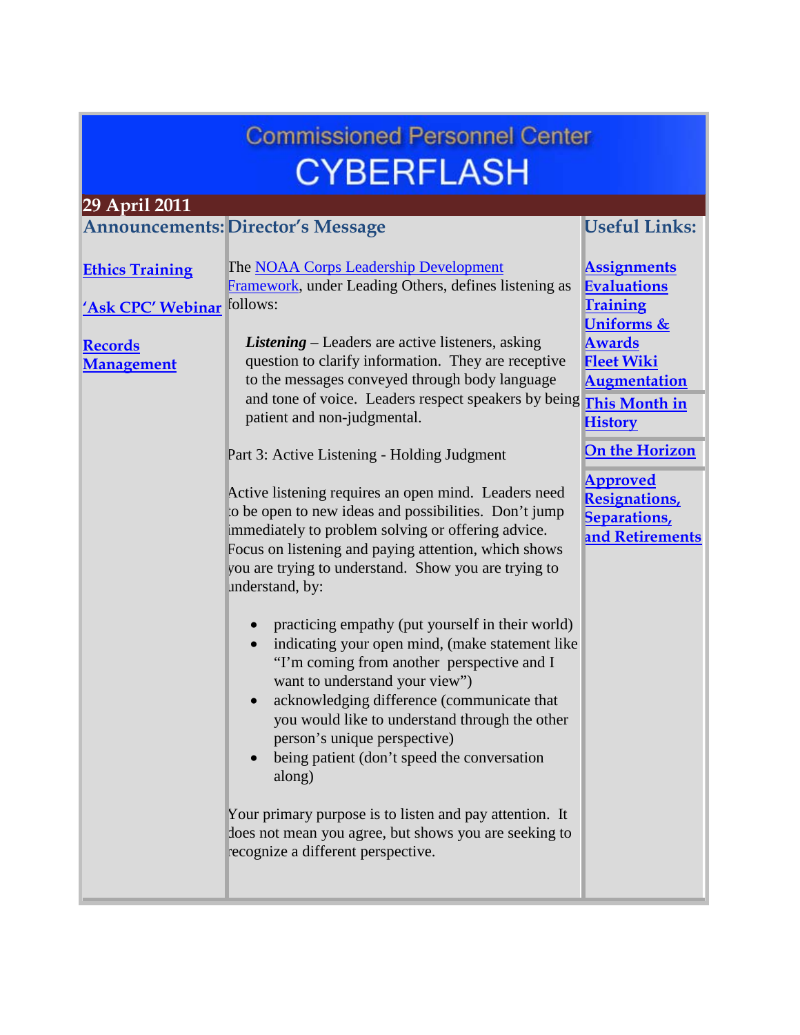# Commissioned Personnel Center CYBERFLASH

**29 April 2011**

## Announcements:

[Ethics Training]

['Ask CPC' Webinar]

[Records Management]

## Director's Message

The [NOAA Corps Leadership Development Framework], under Leading Others, defines listening as follows:

> ***Listening*** – Leaders are active listeners, asking question to clarify information. They are receptive to the messages conveyed through body language and tone of voice. Leaders respect speakers by being patient and non-judgmental.

Part 3: Active Listening - Holding Judgment

Active listening requires an open mind. Leaders need to be open to new ideas and possibilities. Don't jump immediately to problem solving or offering advice. Focus on listening and paying attention, which shows you are trying to understand. Show you are trying to understand, by:

- practicing empathy (put yourself in their world)
- indicating your open mind, (make statement like "I'm coming from another perspective and I want to understand your view")
- acknowledging difference (communicate that you would like to understand through the other person's unique perspective)
- being patient (don't speed the conversation along)

Your primary purpose is to listen and pay attention. It does not mean you agree, but shows you are seeking to recognize a different perspective.

## Useful Links:

[Assignments]
[Evaluations]
[Training]
[Uniforms & Awards]
[Fleet Wiki]
[Augmentation]

[This Month in History]

[On the Horizon]

[Approved Resignations, Separations, and Retirements]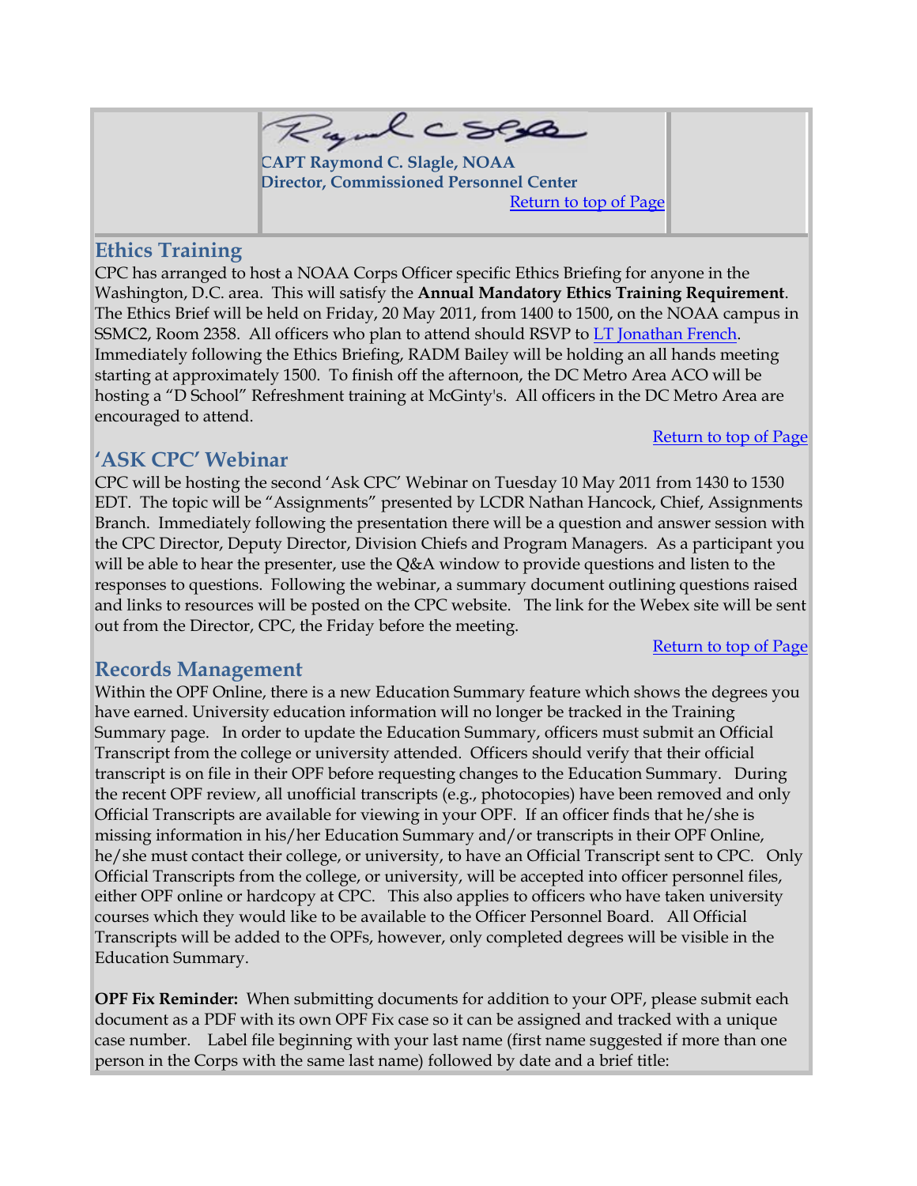CAPT Raymond C. Slagle, NOAA
**Director, Commissioned Personnel Center**

Return to top of Page

## Ethics Training

CPC has arranged to host a NOAA Corps Officer specific Ethics Briefing for anyone in the Washington, D.C. area. This will satisfy the **Annual Mandatory Ethics Training Requirement**. The Ethics Brief will be held on Friday, 20 May 2011, from 1400 to 1500, on the NOAA campus in SSMC2, Room 2358. All officers who plan to attend should RSVP to LT Jonathan French. Immediately following the Ethics Briefing, RADM Bailey will be holding an all hands meeting starting at approximately 1500. To finish off the afternoon, the DC Metro Area ACO will be hosting a "D School" Refreshment training at McGinty's. All officers in the DC Metro Area are encouraged to attend.

Return to top of Page

## 'ASK CPC' Webinar

CPC will be hosting the second 'Ask CPC' Webinar on Tuesday 10 May 2011 from 1430 to 1530 EDT. The topic will be "Assignments" presented by LCDR Nathan Hancock, Chief, Assignments Branch. Immediately following the presentation there will be a question and answer session with the CPC Director, Deputy Director, Division Chiefs and Program Managers. As a participant you will be able to hear the presenter, use the Q&A window to provide questions and listen to the responses to questions. Following the webinar, a summary document outlining questions raised and links to resources will be posted on the CPC website. The link for the Webex site will be sent out from the Director, CPC, the Friday before the meeting.

Return to top of Page

## Records Management

Within the OPF Online, there is a new Education Summary feature which shows the degrees you have earned. University education information will no longer be tracked in the Training Summary page. In order to update the Education Summary, officers must submit an Official Transcript from the college or university attended. Officers should verify that their official transcript is on file in their OPF before requesting changes to the Education Summary. During the recent OPF review, all unofficial transcripts (e.g., photocopies) have been removed and only Official Transcripts are available for viewing in your OPF. If an officer finds that he/she is missing information in his/her Education Summary and/or transcripts in their OPF Online, he/she must contact their college, or university, to have an Official Transcript sent to CPC. Only Official Transcripts from the college, or university, will be accepted into officer personnel files, either OPF online or hardcopy at CPC. This also applies to officers who have taken university courses which they would like to be available to the Officer Personnel Board. All Official Transcripts will be added to the OPFs, however, only completed degrees will be visible in the Education Summary.

**OPF Fix Reminder:** When submitting documents for addition to your OPF, please submit each document as a PDF with its own OPF Fix case so it can be assigned and tracked with a unique case number. Label file beginning with your last name (first name suggested if more than one person in the Corps with the same last name) followed by date and a brief title: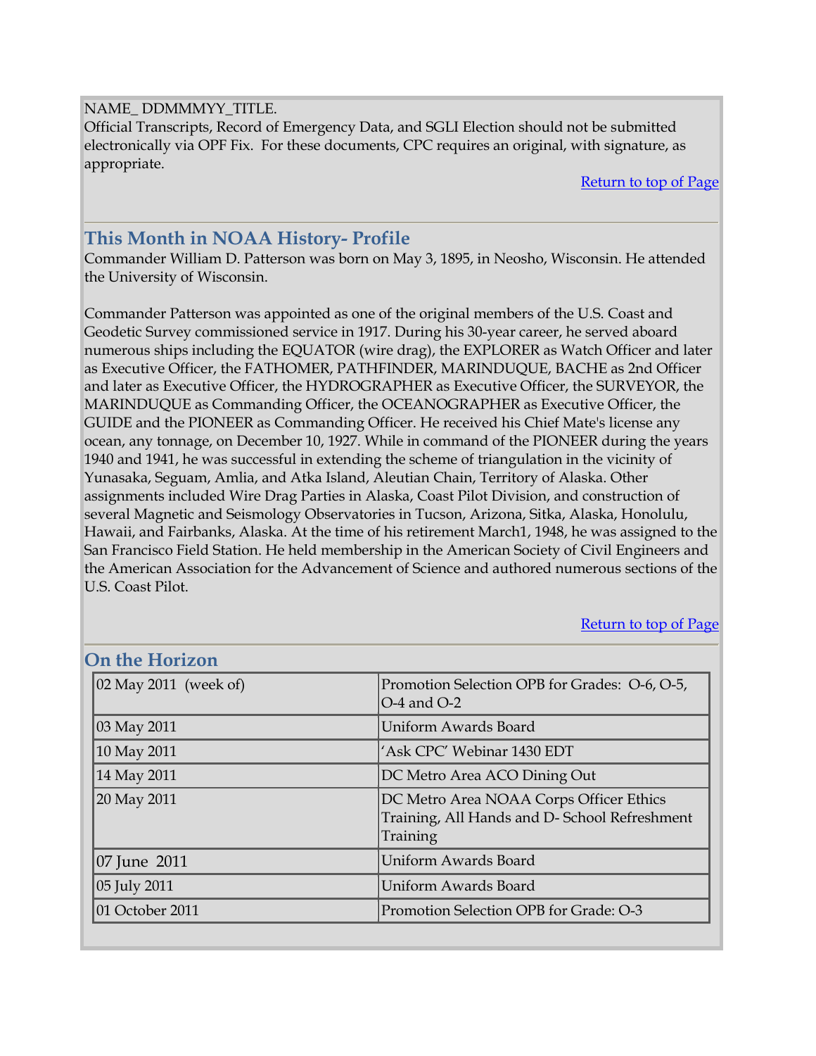NAME_ DDMMMYY_TITLE.
Official Transcripts, Record of Emergency Data, and SGLI Election should not be submitted electronically via OPF Fix. For these documents, CPC requires an original, with signature, as appropriate.

Return to top of Page

## This Month in NOAA History- Profile

Commander William D. Patterson was born on May 3, 1895, in Neosho, Wisconsin. He attended the University of Wisconsin.

Commander Patterson was appointed as one of the original members of the U.S. Coast and Geodetic Survey commissioned service in 1917. During his 30-year career, he served aboard numerous ships including the EQUATOR (wire drag), the EXPLORER as Watch Officer and later as Executive Officer, the FATHOMER, PATHFINDER, MARINDUQUE, BACHE as 2nd Officer and later as Executive Officer, the HYDROGRAPHER as Executive Officer, the SURVEYOR, the MARINDUQUE as Commanding Officer, the OCEANOGRAPHER as Executive Officer, the GUIDE and the PIONEER as Commanding Officer. He received his Chief Mate's license any ocean, any tonnage, on December 10, 1927. While in command of the PIONEER during the years 1940 and 1941, he was successful in extending the scheme of triangulation in the vicinity of Yunasaka, Seguam, Amlia, and Atka Island, Aleutian Chain, Territory of Alaska. Other assignments included Wire Drag Parties in Alaska, Coast Pilot Division, and construction of several Magnetic and Seismology Observatories in Tucson, Arizona, Sitka, Alaska, Honolulu, Hawaii, and Fairbanks, Alaska. At the time of his retirement March1, 1948, he was assigned to the San Francisco Field Station. He held membership in the American Society of Civil Engineers and the American Association for the Advancement of Science and authored numerous sections of the U.S. Coast Pilot.

Return to top of Page

## On the Horizon

| | |
|---|---|
| 02 May 2011 (week of) | Promotion Selection OPB for Grades: O-6, O-5, O-4 and O-2 |
| 03 May 2011 | Uniform Awards Board |
| 10 May 2011 | 'Ask CPC' Webinar 1430 EDT |
| 14 May 2011 | DC Metro Area ACO Dining Out |
| 20 May 2011 | DC Metro Area NOAA Corps Officer Ethics Training, All Hands and D- School Refreshment Training |
| 07 June 2011 | Uniform Awards Board |
| 05 July 2011 | Uniform Awards Board |
| 01 October 2011 | Promotion Selection OPB for Grade: O-3 |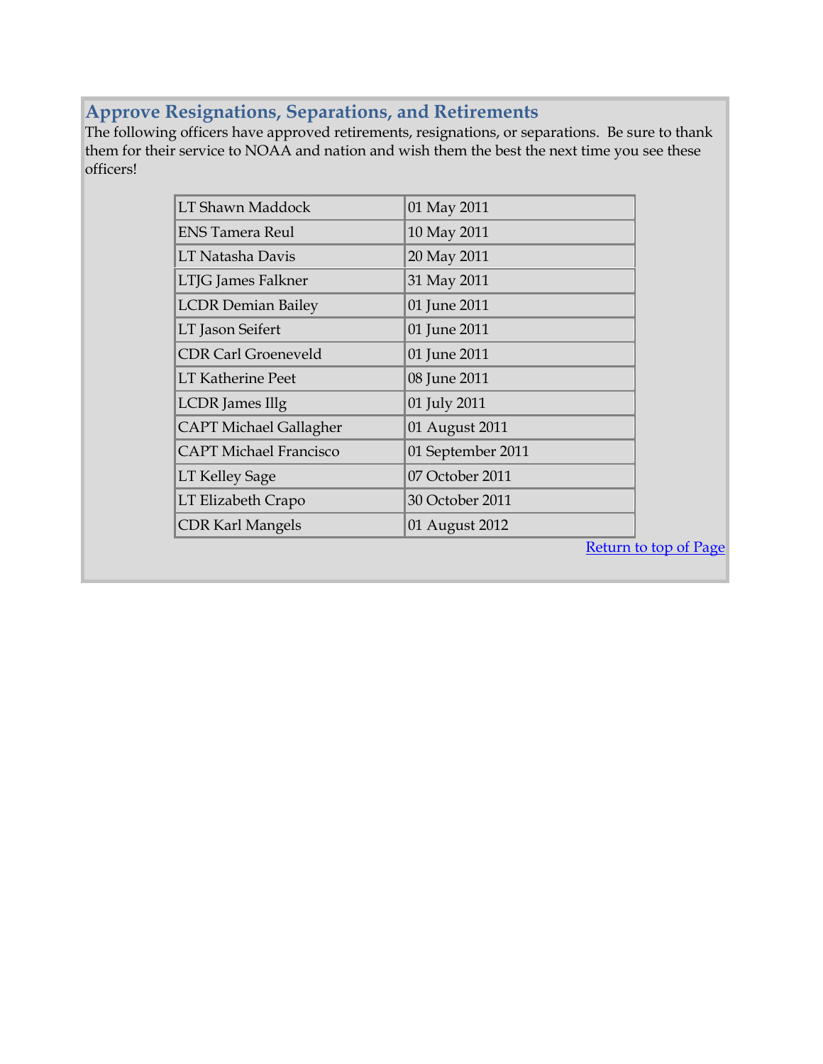## Approve Resignations, Separations, and Retirements

The following officers have approved retirements, resignations, or separations. Be sure to thank them for their service to NOAA and nation and wish them the best the next time you see these officers!

| | |
|---|---|
| LT Shawn Maddock | 01 May 2011 |
| ENS Tamera Reul | 10 May 2011 |
| LT Natasha Davis | 20 May 2011 |
| LTJG James Falkner | 31 May 2011 |
| LCDR Demian Bailey | 01 June 2011 |
| LT Jason Seifert | 01 June 2011 |
| CDR Carl Groeneveld | 01 June 2011 |
| LT Katherine Peet | 08 June 2011 |
| LCDR James Illg | 01 July 2011 |
| CAPT Michael Gallagher | 01 August 2011 |
| CAPT Michael Francisco | 01 September 2011 |
| LT Kelley Sage | 07 October 2011 |
| LT Elizabeth Crapo | 30 October 2011 |
| CDR Karl Mangels | 01 August 2012 |

Return to top of Page